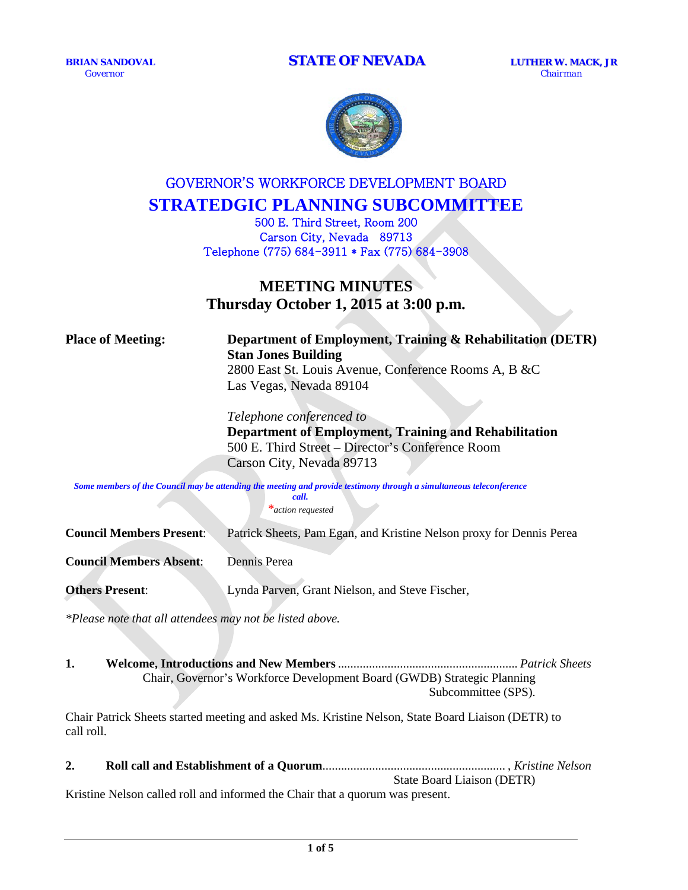**BRIAN SANDOVAL**
Governor

**STATE OF NEVADA**

**LUTHER W. MACK, JR**
Chairman

# GOVERNOR'S WORKFORCE DEVELOPMENT BOARD
# STRATEDGIC PLANNING SUBCOMMITTEE

500 E. Third Street, Room 200
Carson City, Nevada 89713
Telephone (775) 684-3911 * Fax (775) 684-3908

## MEETING MINUTES
## Thursday October 1, 2015 at 3:00 p.m.

**Place of Meeting:** **Department of Employment, Training & Rehabilitation (DETR)**
**Stan Jones Building**
2800 East St. Louis Avenue, Conference Rooms A, B &C
Las Vegas, Nevada 89104

*Telephone conferenced to*
**Department of Employment, Training and Rehabilitation**
500 E. Third Street – Director's Conference Room
Carson City, Nevada 89713

***Some members of the Council may be attending the meeting and provide testimony through a simultaneous teleconference call.***

**action requested*

**Council Members Present**: Patrick Sheets, Pam Egan, and Kristine Nelson proxy for Dennis Perea

**Council Members Absent**: Dennis Perea

**Others Present**: Lynda Parven, Grant Nielson, and Steve Fischer,

*Please note that all attendees may not be listed above.*

**1. Welcome, Introductions and New Members** ......................................................... *Patrick Sheets*
Chair, Governor's Workforce Development Board (GWDB) Strategic Planning Subcommittee (SPS).

Chair Patrick Sheets started meeting and asked Ms. Kristine Nelson, State Board Liaison (DETR) to call roll.

**2. Roll call and Establishment of a Quorum**.......................................................... , *Kristine Nelson*
State Board Liaison (DETR)

Kristine Nelson called roll and informed the Chair that a quorum was present.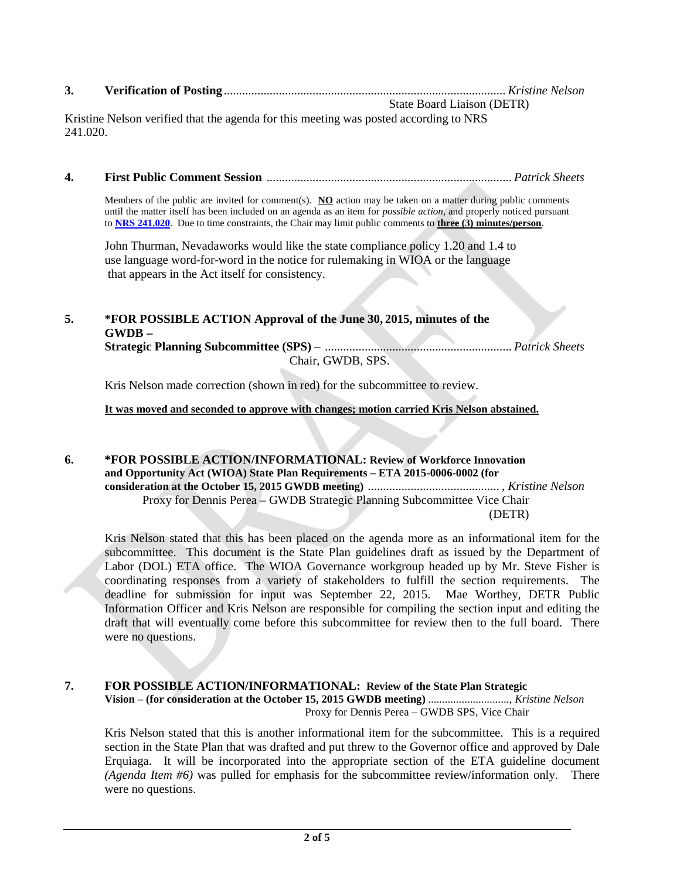**3. Verification of Posting** ........................................................................................... *Kristine Nelson*
State Board Liaison (DETR)

Kristine Nelson verified that the agenda for this meeting was posted according to NRS 241.020.

**4. First Public Comment Session** ................................................................................ *Patrick Sheets*

Members of the public are invited for comment(s). **NO** action may be taken on a matter during public comments until the matter itself has been included on an agenda as an item for *possible action*, and properly noticed pursuant to **NRS 241.020**. Due to time constraints, the Chair may limit public comments to **three (3) minutes/person**.

John Thurman, Nevadaworks would like the state compliance policy 1.20 and 1.4 to use language word-for-word in the notice for rulemaking in WIOA or the language that appears in the Act itself for consistency.

**5. \*FOR POSSIBLE ACTION Approval of the June 30, 2015, minutes of the GWDB – Strategic Planning Subcommittee (SPS)** – ............................................................ *Patrick Sheets*
Chair, GWDB, SPS.

Kris Nelson made correction (shown in red) for the subcommittee to review.

**It was moved and seconded to approve with changes; motion carried Kris Nelson abstained.**

**6. \*FOR POSSIBLE ACTION/INFORMATIONAL: Review of Workforce Innovation and Opportunity Act (WIOA) State Plan Requirements – ETA 2015-0006-0002 (for consideration at the October 15, 2015 GWDB meeting)** ........................................... , *Kristine Nelson*
Proxy for Dennis Perea – GWDB Strategic Planning Subcommittee Vice Chair (DETR)

Kris Nelson stated that this has been placed on the agenda more as an informational item for the subcommittee. This document is the State Plan guidelines draft as issued by the Department of Labor (DOL) ETA office. The WIOA Governance workgroup headed up by Mr. Steve Fisher is coordinating responses from a variety of stakeholders to fulfill the section requirements. The deadline for submission for input was September 22, 2015. Mae Worthey, DETR Public Information Officer and Kris Nelson are responsible for compiling the section input and editing the draft that will eventually come before this subcommittee for review then to the full board. There were no questions.

**7. FOR POSSIBLE ACTION/INFORMATIONAL: Review of the State Plan Strategic Vision – (for consideration at the October 15, 2015 GWDB meeting)** ............................, *Kristine Nelson*
Proxy for Dennis Perea – GWDB SPS, Vice Chair

Kris Nelson stated that this is another informational item for the subcommittee. This is a required section in the State Plan that was drafted and put threw to the Governor office and approved by Dale Erquiaga. It will be incorporated into the appropriate section of the ETA guideline document *(Agenda Item #6)* was pulled for emphasis for the subcommittee review/information only. There were no questions.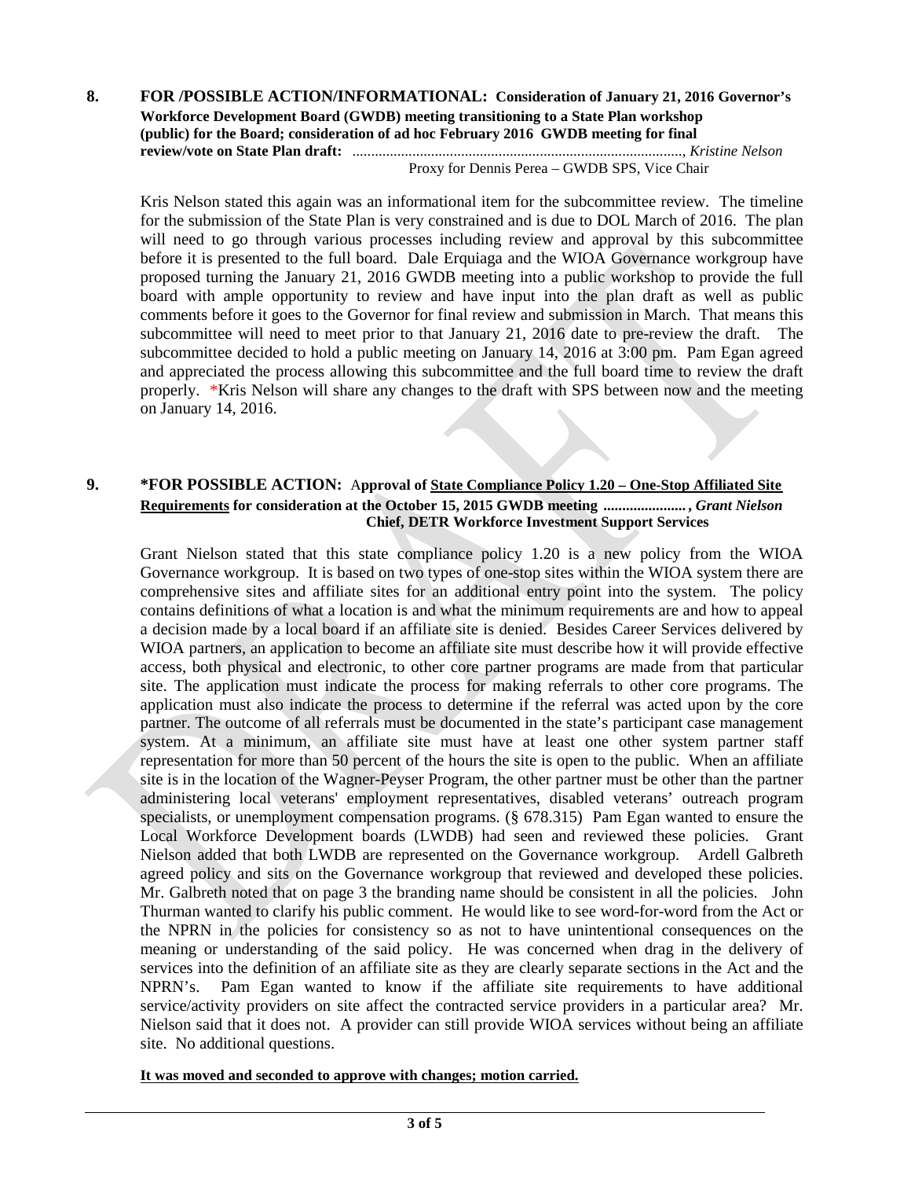**8. FOR /POSSIBLE ACTION/INFORMATIONAL: Consideration of January 21, 2016 Governor's Workforce Development Board (GWDB) meeting transitioning to a State Plan workshop (public) for the Board; consideration of ad hoc February 2016 GWDB meeting for final review/vote on State Plan draft:** ........................................................................................, *Kristine Nelson*
Proxy for Dennis Perea – GWDB SPS, Vice Chair

Kris Nelson stated this again was an informational item for the subcommittee review. The timeline for the submission of the State Plan is very constrained and is due to DOL March of 2016. The plan will need to go through various processes including review and approval by this subcommittee before it is presented to the full board. Dale Erquiaga and the WIOA Governance workgroup have proposed turning the January 21, 2016 GWDB meeting into a public workshop to provide the full board with ample opportunity to review and have input into the plan draft as well as public comments before it goes to the Governor for final review and submission in March. That means this subcommittee will need to meet prior to that January 21, 2016 date to pre-review the draft. The subcommittee decided to hold a public meeting on January 14, 2016 at 3:00 pm. Pam Egan agreed and appreciated the process allowing this subcommittee and the full board time to review the draft properly. *Kris Nelson will share any changes to the draft with SPS between now and the meeting on January 14, 2016.

**9. *FOR POSSIBLE ACTION: Approval of <u>State Compliance Policy 1.20 – One-Stop Affiliated Site Requirements</u> for consideration at the October 15, 2015 GWDB meeting ......................, *Grant Nielson*
Chief, DETR Workforce Investment Support Services**

Grant Nielson stated that this state compliance policy 1.20 is a new policy from the WIOA Governance workgroup. It is based on two types of one-stop sites within the WIOA system there are comprehensive sites and affiliate sites for an additional entry point into the system. The policy contains definitions of what a location is and what the minimum requirements are and how to appeal a decision made by a local board if an affiliate site is denied. Besides Career Services delivered by WIOA partners, an application to become an affiliate site must describe how it will provide effective access, both physical and electronic, to other core partner programs are made from that particular site. The application must indicate the process for making referrals to other core programs. The application must also indicate the process to determine if the referral was acted upon by the core partner. The outcome of all referrals must be documented in the state's participant case management system. At a minimum, an affiliate site must have at least one other system partner staff representation for more than 50 percent of the hours the site is open to the public. When an affiliate site is in the location of the Wagner-Peyser Program, the other partner must be other than the partner administering local veterans' employment representatives, disabled veterans' outreach program specialists, or unemployment compensation programs. (§ 678.315) Pam Egan wanted to ensure the Local Workforce Development boards (LWDB) had seen and reviewed these policies. Grant Nielson added that both LWDB are represented on the Governance workgroup. Ardell Galbreth agreed policy and sits on the Governance workgroup that reviewed and developed these policies. Mr. Galbreth noted that on page 3 the branding name should be consistent in all the policies. John Thurman wanted to clarify his public comment. He would like to see word-for-word from the Act or the NPRN in the policies for consistency so as not to have unintentional consequences on the meaning or understanding of the said policy. He was concerned when drag in the delivery of services into the definition of an affiliate site as they are clearly separate sections in the Act and the NPRN's. Pam Egan wanted to know if the affiliate site requirements to have additional service/activity providers on site affect the contracted service providers in a particular area? Mr. Nielson said that it does not. A provider can still provide WIOA services without being an affiliate site. No additional questions.

**<u>It was moved and seconded to approve with changes; motion carried.</u>**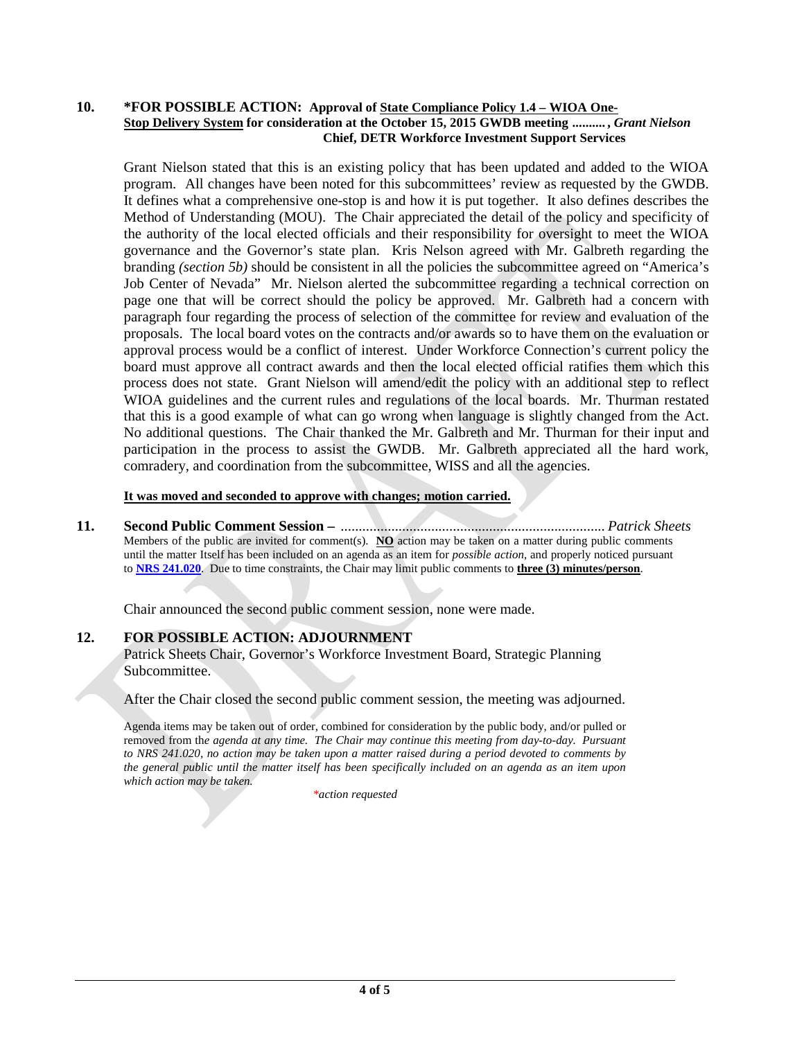**10. \*FOR POSSIBLE ACTION: Approval of <u>State Compliance Policy 1.4 – WIOA One-Stop Delivery System</u> for consideration at the October 15, 2015 GWDB meeting .........., *Grant Nielson***
**Chief, DETR Workforce Investment Support Services**

Grant Nielson stated that this is an existing policy that has been updated and added to the WIOA program. All changes have been noted for this subcommittees' review as requested by the GWDB. It defines what a comprehensive one-stop is and how it is put together. It also defines describes the Method of Understanding (MOU). The Chair appreciated the detail of the policy and specificity of the authority of the local elected officials and their responsibility for oversight to meet the WIOA governance and the Governor's state plan. Kris Nelson agreed with Mr. Galbreth regarding the branding *(section 5b)* should be consistent in all the policies the subcommittee agreed on "America's Job Center of Nevada" Mr. Nielson alerted the subcommittee regarding a technical correction on page one that will be correct should the policy be approved. Mr. Galbreth had a concern with paragraph four regarding the process of selection of the committee for review and evaluation of the proposals. The local board votes on the contracts and/or awards so to have them on the evaluation or approval process would be a conflict of interest. Under Workforce Connection's current policy the board must approve all contract awards and then the local elected official ratifies them which this process does not state. Grant Nielson will amend/edit the policy with an additional step to reflect WIOA guidelines and the current rules and regulations of the local boards. Mr. Thurman restated that this is a good example of what can go wrong when language is slightly changed from the Act. No additional questions. The Chair thanked the Mr. Galbreth and Mr. Thurman for their input and participation in the process to assist the GWDB. Mr. Galbreth appreciated all the hard work, comradery, and coordination from the subcommittee, WISS and all the agencies.

**<u>It was moved and seconded to approve with changes; motion carried.</u>**

**11. Second Public Comment Session –** ......................................................................... *Patrick Sheets*
Members of the public are invited for comment(s). **<u>NO</u>** action may be taken on a matter during public comments until the matter Itself has been included on an agenda as an item for *possible action*, and properly noticed pursuant to **<u>NRS 241.020</u>**. Due to time constraints, the Chair may limit public comments to **<u>three (3) minutes/person</u>**.

Chair announced the second public comment session, none were made.

**12. FOR POSSIBLE ACTION: ADJOURNMENT**
Patrick Sheets Chair, Governor's Workforce Investment Board, Strategic Planning Subcommittee.

After the Chair closed the second public comment session, the meeting was adjourned.

Agenda items may be taken out of order, combined for consideration by the public body, and/or pulled or removed from th*e agenda at any time. The Chair may continue this meeting from day-to-day. Pursuant to NRS 241.020, no action may be taken upon a matter raised during a period devoted to comments by the general public until the matter itself has been specifically included on an agenda as an item upon which action may be taken.*

*\*action requested*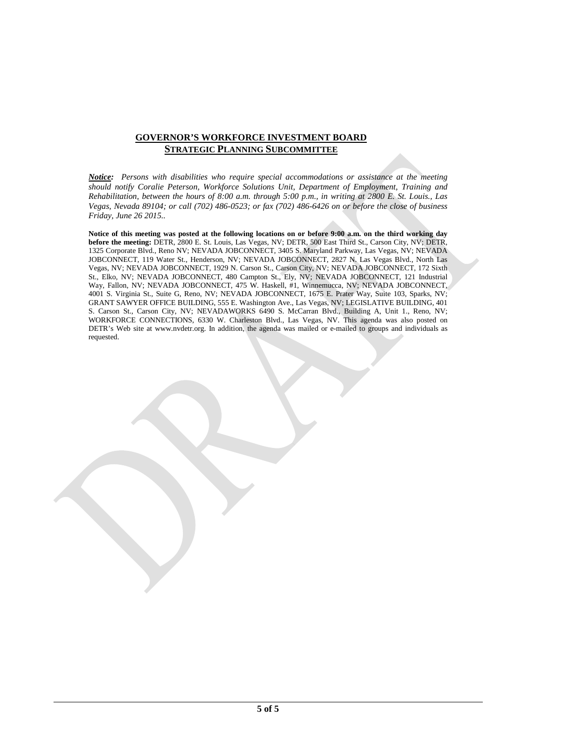**GOVERNOR'S WORKFORCE INVESTMENT BOARD**
**STRATEGIC PLANNING SUBCOMMITTEE**

***Notice:*** *Persons with disabilities who require special accommodations or assistance at the meeting should notify Coralie Peterson, Workforce Solutions Unit, Department of Employment, Training and Rehabilitation, between the hours of 8:00 a.m. through 5:00 p.m., in writing at 2800 E. St. Louis., Las Vegas, Nevada 89104; or call (702) 486-0523; or fax (702) 486-6426 on or before the close of business Friday, June 26 2015..*

**Notice of this meeting was posted at the following locations on or before 9:00 a.m. on the third working day before the meeting:** DETR, 2800 E. St. Louis, Las Vegas, NV; DETR, 500 East Third St., Carson City, NV; DETR, 1325 Corporate Blvd., Reno NV; NEVADA JOBCONNECT, 3405 S. Maryland Parkway, Las Vegas, NV; NEVADA JOBCONNECT, 119 Water St., Henderson, NV; NEVADA JOBCONNECT, 2827 N. Las Vegas Blvd., North Las Vegas, NV; NEVADA JOBCONNECT, 1929 N. Carson St., Carson City, NV; NEVADA JOBCONNECT, 172 Sixth St., Elko, NV; NEVADA JOBCONNECT, 480 Campton St., Ely, NV; NEVADA JOBCONNECT, 121 Industrial Way, Fallon, NV; NEVADA JOBCONNECT, 475 W. Haskell, #1, Winnemucca, NV; NEVADA JOBCONNECT, 4001 S. Virginia St., Suite G, Reno, NV; NEVADA JOBCONNECT, 1675 E. Prater Way, Suite 103, Sparks, NV; GRANT SAWYER OFFICE BUILDING, 555 E. Washington Ave., Las Vegas, NV; LEGISLATIVE BUILDING, 401 S. Carson St., Carson City, NV; NEVADAWORKS 6490 S. McCarran Blvd., Building A, Unit 1., Reno, NV; WORKFORCE CONNECTIONS, 6330 W. Charleston Blvd., Las Vegas, NV. This agenda was also posted on DETR's Web site at www.nvdetr.org. In addition, the agenda was mailed or e-mailed to groups and individuals as requested.